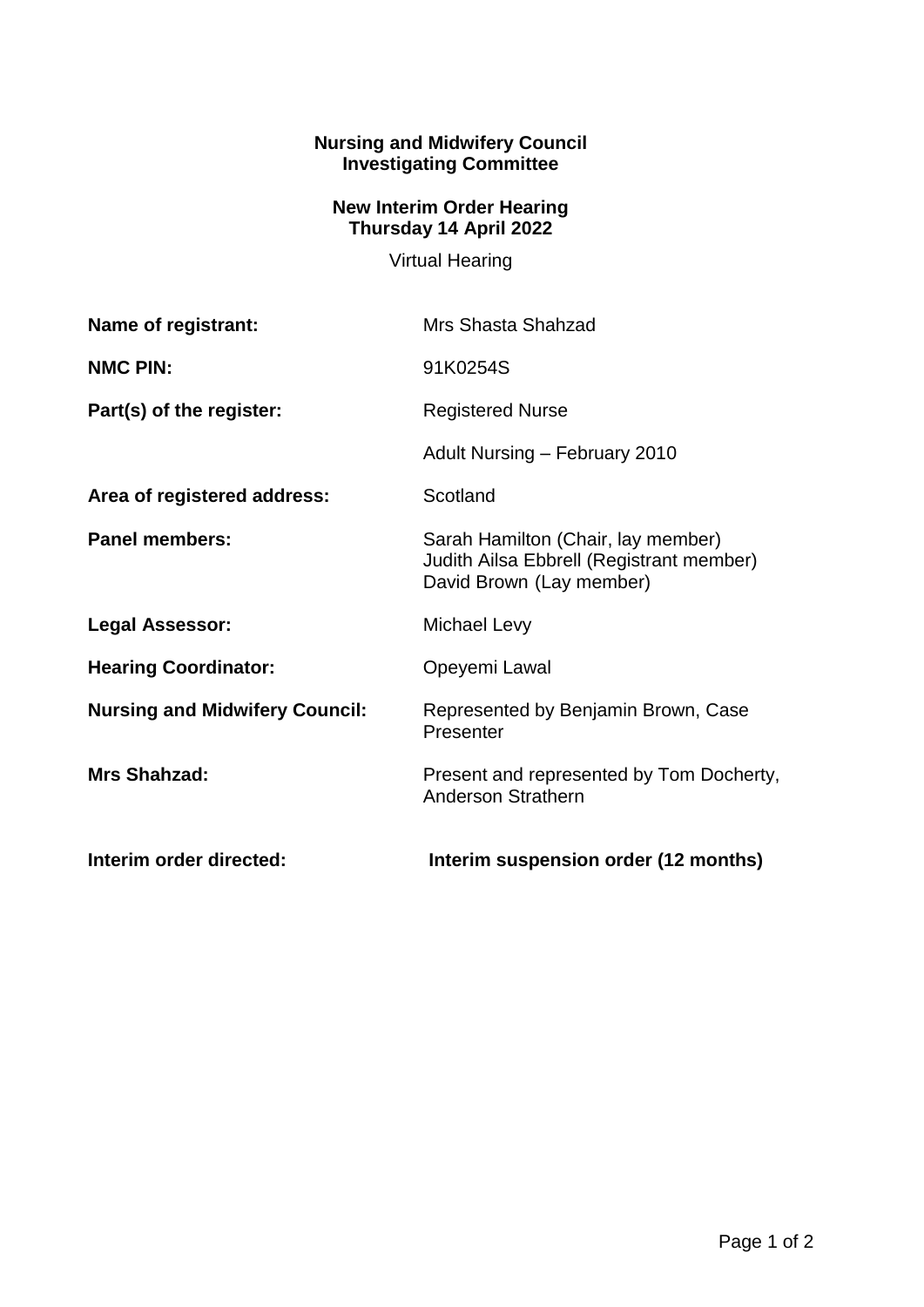**Nursing and Midwifery Council**
**Investigating Committee**

**New Interim Order Hearing**
**Thursday 14 April 2022**

Virtual Hearing

| | |
|---|---|
| **Name of registrant:** | Mrs Shasta Shahzad |
| **NMC PIN:** | 91K0254S |
| **Part(s) of the register:** | Registered Nurse<br>Adult Nursing – February 2010 |
| **Area of registered address:** | Scotland |
| **Panel members:** | Sarah Hamilton (Chair, lay member)<br>Judith Ailsa Ebbrell (Registrant member)<br>David Brown (Lay member) |
| **Legal Assessor:** | Michael Levy |
| **Hearing Coordinator:** | Opeyemi Lawal |
| **Nursing and Midwifery Council:** | Represented by Benjamin Brown, Case Presenter |
| **Mrs Shahzad:** | Present and represented by Tom Docherty, Anderson Strathern |
| **Interim order directed:** | **Interim suspension order (12 months)** |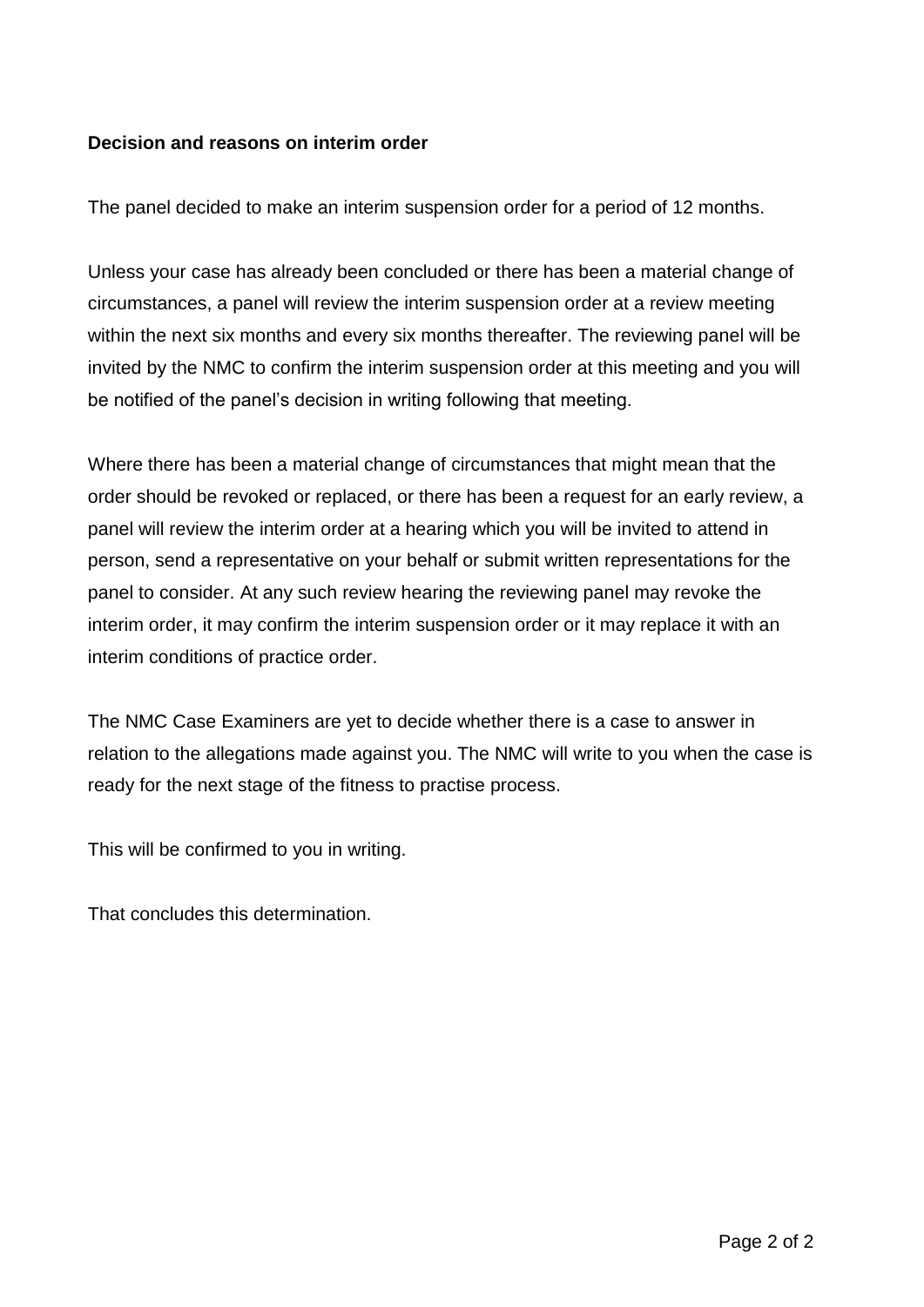**Decision and reasons on interim order**

The panel decided to make an interim suspension order for a period of 12 months.

Unless your case has already been concluded or there has been a material change of circumstances, a panel will review the interim suspension order at a review meeting within the next six months and every six months thereafter. The reviewing panel will be invited by the NMC to confirm the interim suspension order at this meeting and you will be notified of the panel's decision in writing following that meeting.

Where there has been a material change of circumstances that might mean that the order should be revoked or replaced, or there has been a request for an early review, a panel will review the interim order at a hearing which you will be invited to attend in person, send a representative on your behalf or submit written representations for the panel to consider. At any such review hearing the reviewing panel may revoke the interim order, it may confirm the interim suspension order or it may replace it with an interim conditions of practice order.

The NMC Case Examiners are yet to decide whether there is a case to answer in relation to the allegations made against you. The NMC will write to you when the case is ready for the next stage of the fitness to practise process.

This will be confirmed to you in writing.

That concludes this determination.